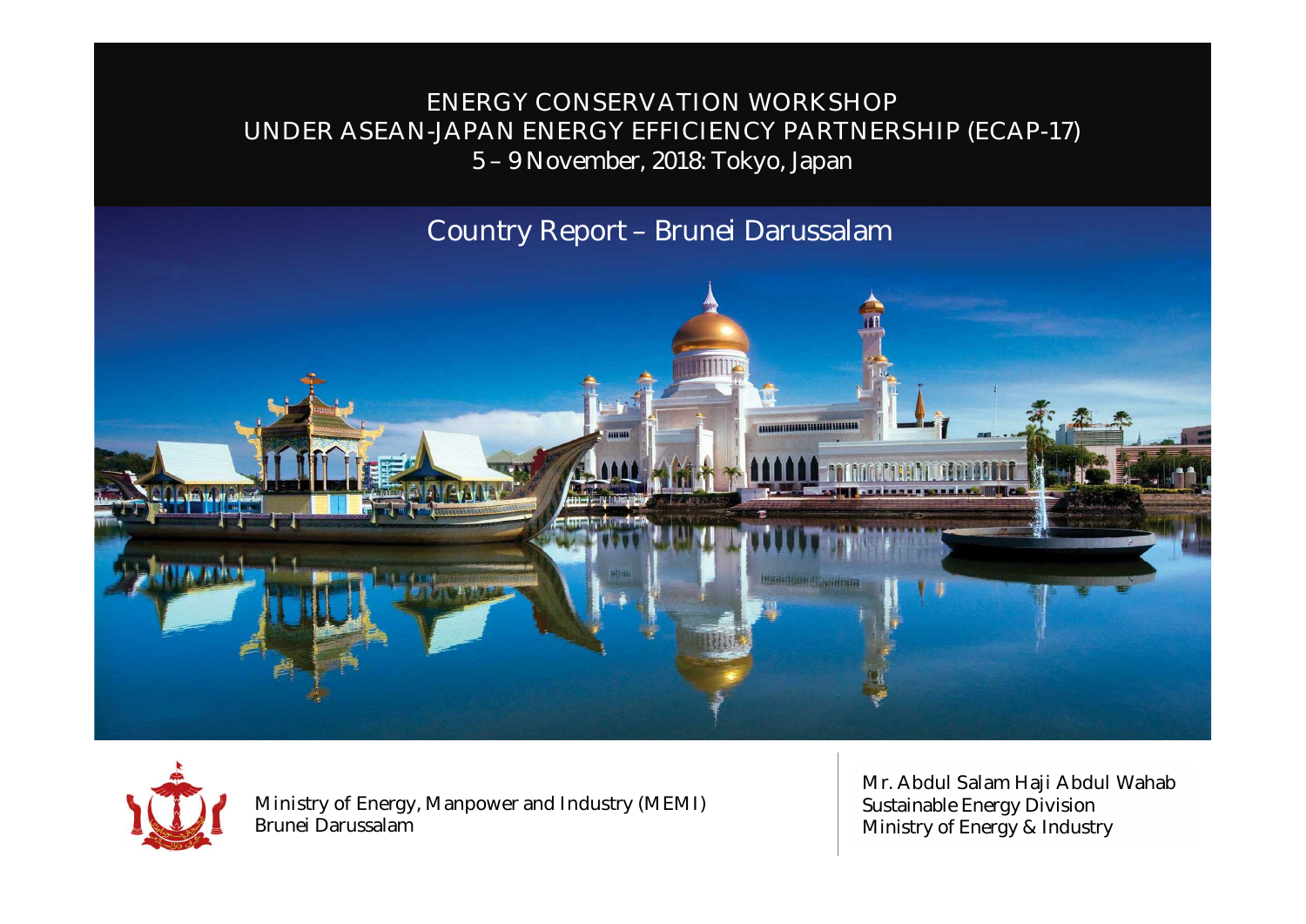# ENERGY CONSERVATION WORKSHOP UNDER ASEAN-JAPAN ENERGY EFFICIENCY PARTNERSHIP (ECAP-17)

5 – 9 November, 2018: Tokyo, Japan

## Country Report – Brunei Darussalam

Ministry of Energy, Manpower and Industry (MEMI)
Brunei Darussalam

Mr. Abdul Salam Haji Abdul Wahab
Sustainable Energy Division
Ministry of Energy & Industry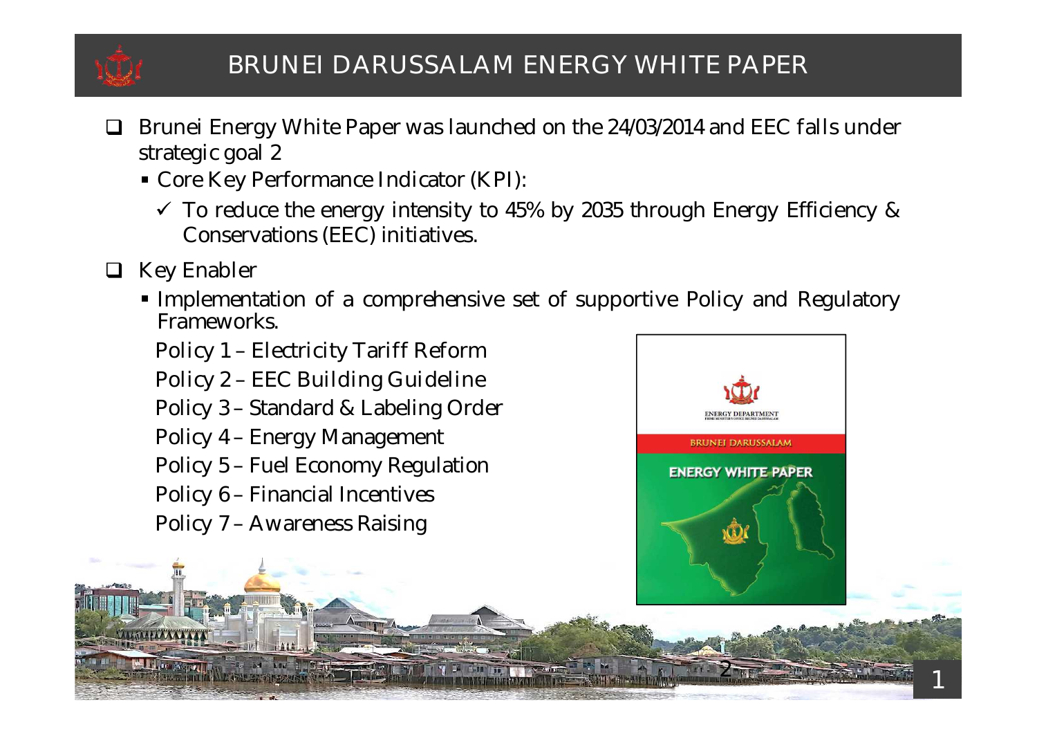# BRUNEI DARUSSALAM ENERGY WHITE PAPER

- Brunei Energy White Paper was launched on the 24/03/2014 and EEC falls under strategic goal 2
  - Core Key Performance Indicator (KPI):
    - ✓ To reduce the energy intensity to 45% by 2035 through Energy Efficiency & Conservations (EEC) initiatives.
- Key Enabler
  - Implementation of a comprehensive set of supportive Policy and Regulatory Frameworks.

    Policy 1 – Electricity Tariff Reform

    Policy 2 – EEC Building Guideline

    Policy 3 – Standard & Labeling Order

    Policy 4 – Energy Management

    Policy 5 – Fuel Economy Regulation

    Policy 6 – Financial Incentives

    Policy 7 – Awareness Raising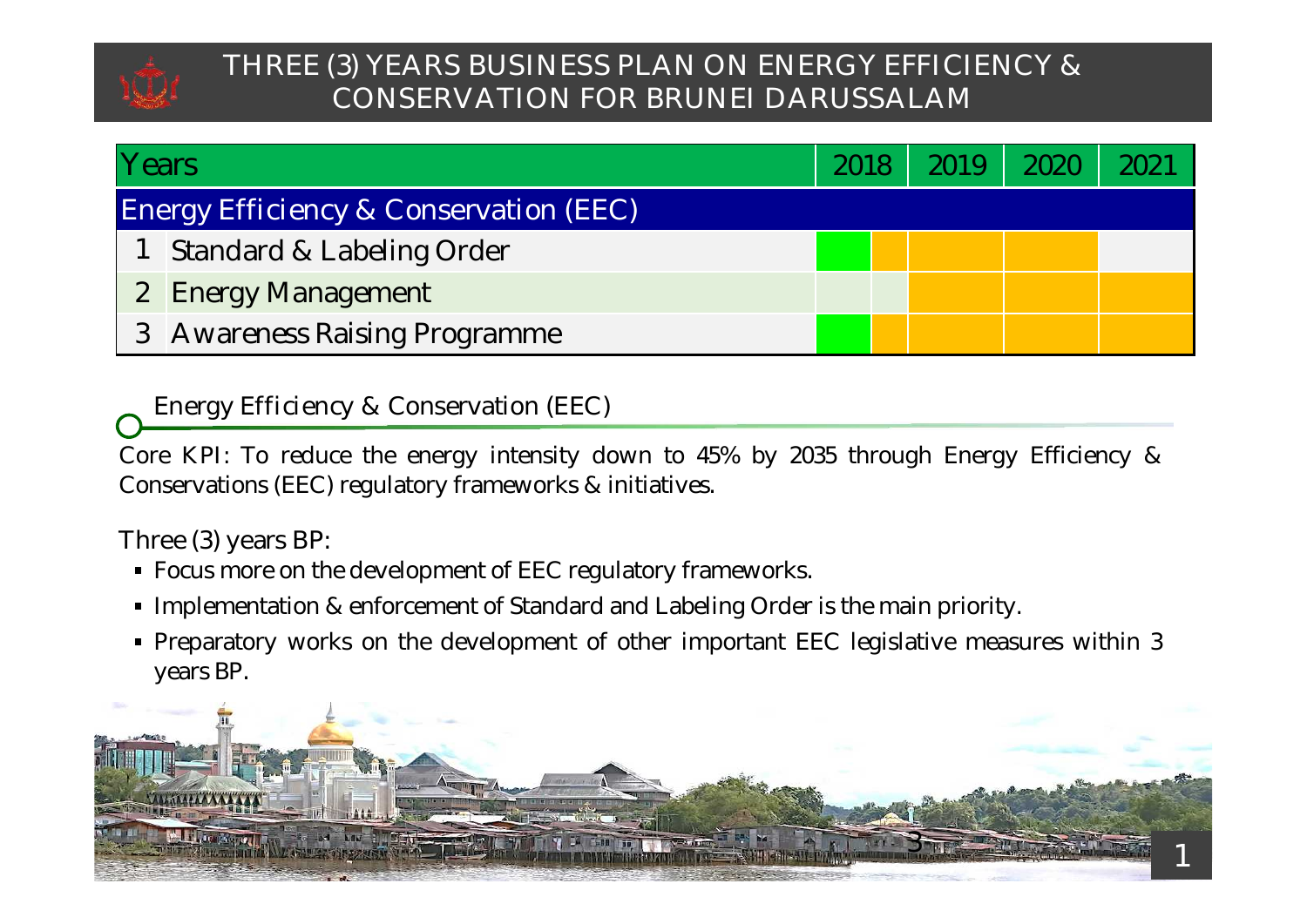# THREE (3) YEARS BUSINESS PLAN ON ENERGY EFFICIENCY & CONSERVATION FOR BRUNEI DARUSSALAM

| Years | | 2018 | 2019 | 2020 | 2021 |
|---|---|---|---|---|---|
| **Energy Efficiency & Conservation (EEC)** | | | | | |
| 1 | Standard & Labeling Order | | | | |
| 2 | Energy Management | | | | |
| 3 | Awareness Raising Programme | | | | |

## Energy Efficiency & Conservation (EEC)

Core KPI: To reduce the energy intensity down to 45% by 2035 through Energy Efficiency & Conservations (EEC) regulatory frameworks & initiatives.

Three (3) years BP:

- Focus more on the development of EEC regulatory frameworks.
- Implementation & enforcement of Standard and Labeling Order is the main priority.
- Preparatory works on the development of other important EEC legislative measures within 3 years BP.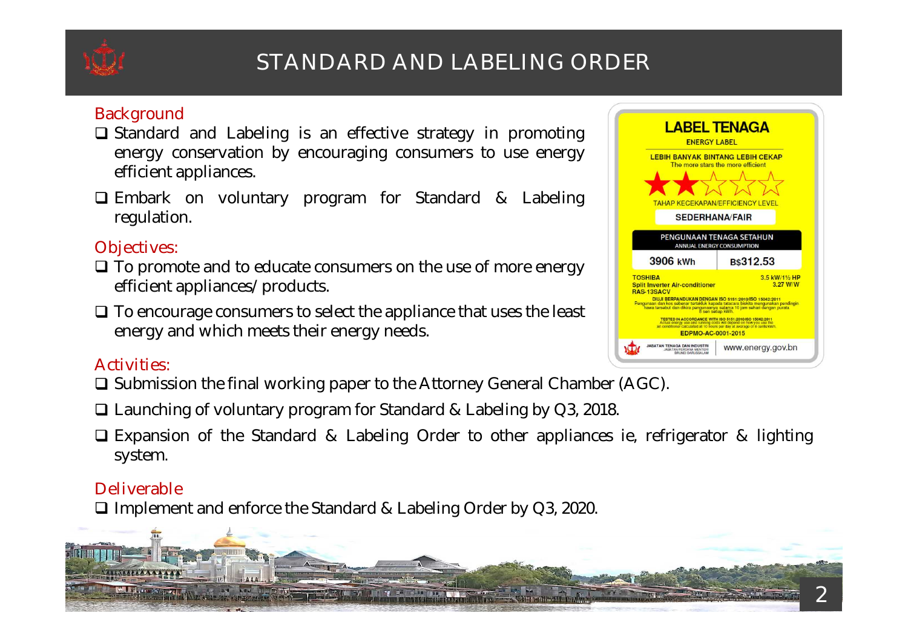# STANDARD AND LABELING ORDER

## Background

- Standard and Labeling is an effective strategy in promoting energy conservation by encouraging consumers to use energy efficient appliances.
- Embark on voluntary program for Standard & Labeling regulation.

## Objectives:

- To promote and to educate consumers on the use of more energy efficient appliances/ products.
- To encourage consumers to select the appliance that uses the least energy and which meets their energy needs.

## Activities:

- Submission the final working paper to the Attorney General Chamber (AGC).
- Launching of voluntary program for Standard & Labeling by Q3, 2018.
- Expansion of the Standard & Labeling Order to other appliances ie, refrigerator & lighting system.

## Deliverable

- Implement and enforce the Standard & Labeling Order by Q3, 2020.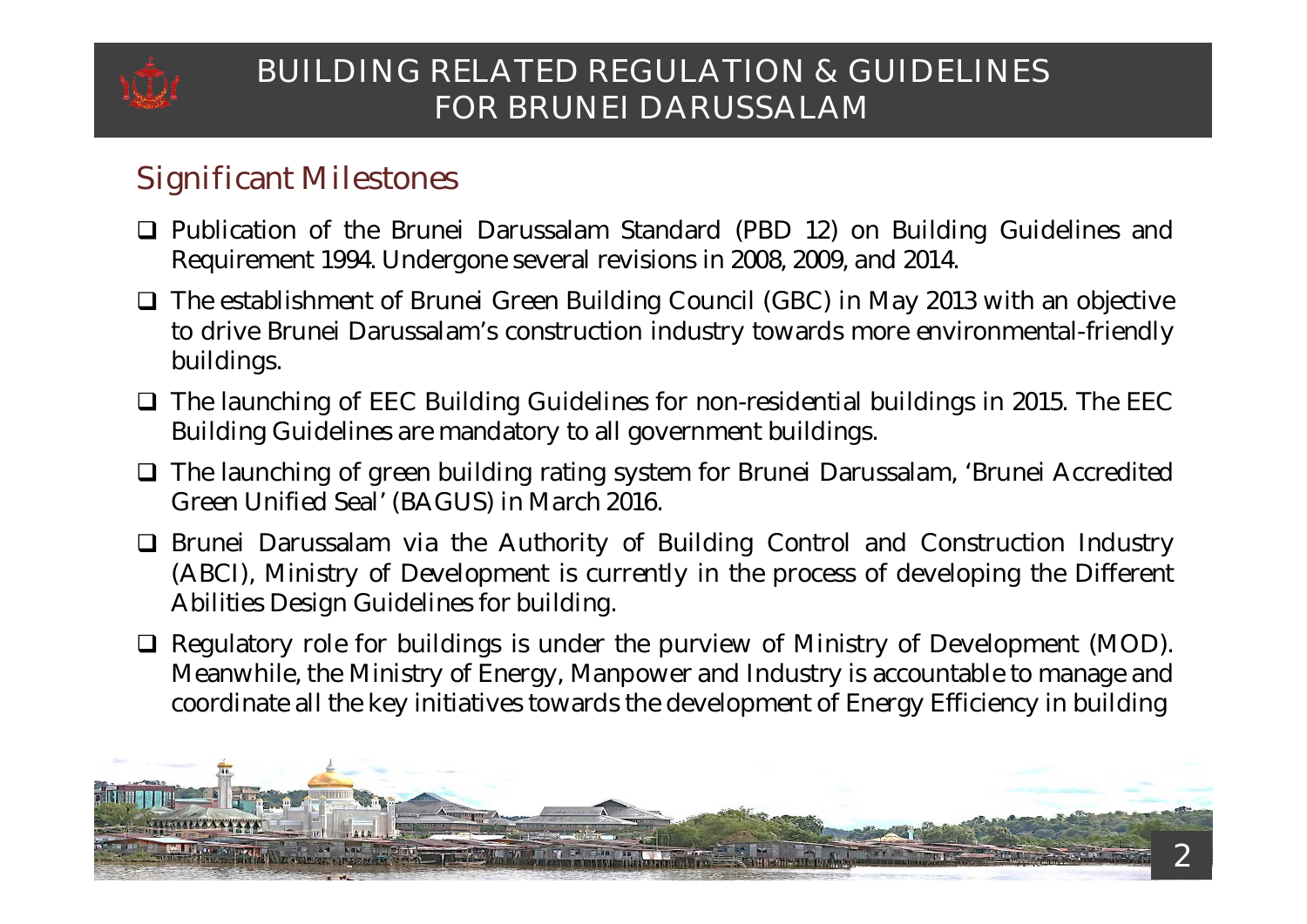# BUILDING RELATED REGULATION & GUIDELINES FOR BRUNEI DARUSSALAM

## Significant Milestones

- Publication of the Brunei Darussalam Standard (PBD 12) on Building Guidelines and Requirement 1994. Undergone several revisions in 2008, 2009, and 2014.
- The establishment of Brunei Green Building Council (GBC) in May 2013 with an objective to drive Brunei Darussalam's construction industry towards more environmental-friendly buildings.
- The launching of EEC Building Guidelines for non-residential buildings in 2015. The EEC Building Guidelines are mandatory to all government buildings.
- The launching of green building rating system for Brunei Darussalam, 'Brunei Accredited Green Unified Seal' (BAGUS) in March 2016.
- Brunei Darussalam via the Authority of Building Control and Construction Industry (ABCI), Ministry of Development is currently in the process of developing the Different Abilities Design Guidelines for building.
- Regulatory role for buildings is under the purview of Ministry of Development (MOD). Meanwhile, the Ministry of Energy, Manpower and Industry is accountable to manage and coordinate all the key initiatives towards the development of Energy Efficiency in building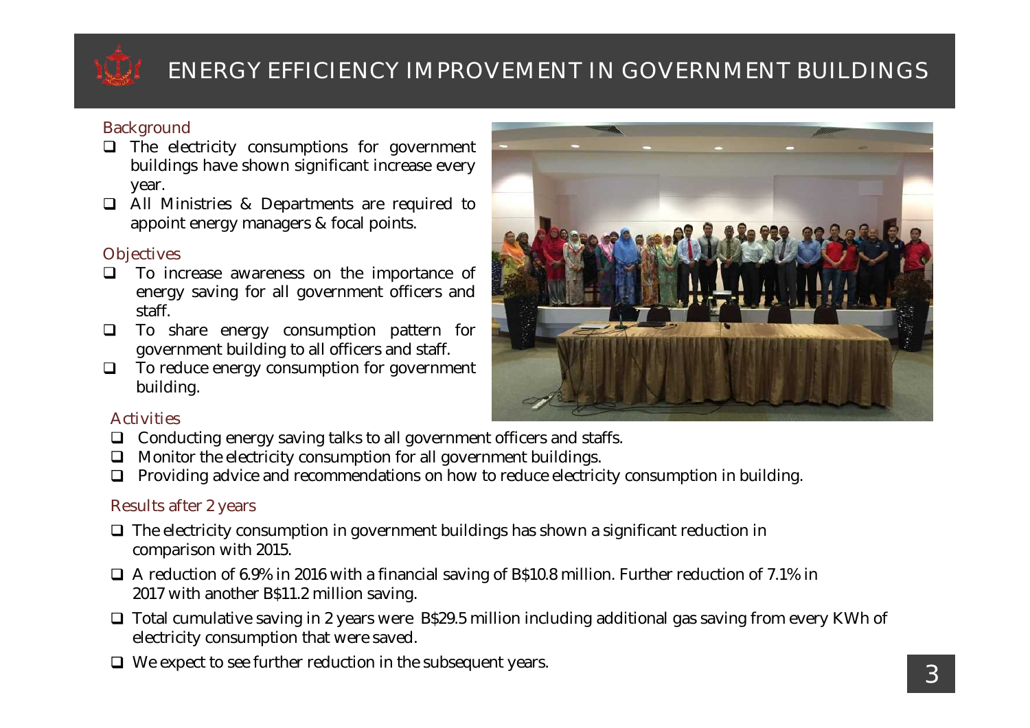# ENERGY EFFICIENCY IMPROVEMENT IN GOVERNMENT BUILDINGS

## Background

- The electricity consumptions for government buildings have shown significant increase every year.
- All Ministries & Departments are required to appoint energy managers & focal points.

## Objectives

- To increase awareness on the importance of energy saving for all government officers and staff.
- To share energy consumption pattern for government building to all officers and staff.
- To reduce energy consumption for government building.

## Activities

- Conducting energy saving talks to all government officers and staffs.
- Monitor the electricity consumption for all government buildings.
- Providing advice and recommendations on how to reduce electricity consumption in building.

## Results after 2 years

- The electricity consumption in government buildings has shown a significant reduction in comparison with 2015.
- A reduction of 6.9% in 2016 with a financial saving of B$10.8 million. Further reduction of 7.1% in 2017 with another B$11.2 million saving.
- Total cumulative saving in 2 years were B$29.5 million including additional gas saving from every KWh of electricity consumption that were saved.
- We expect to see further reduction in the subsequent years.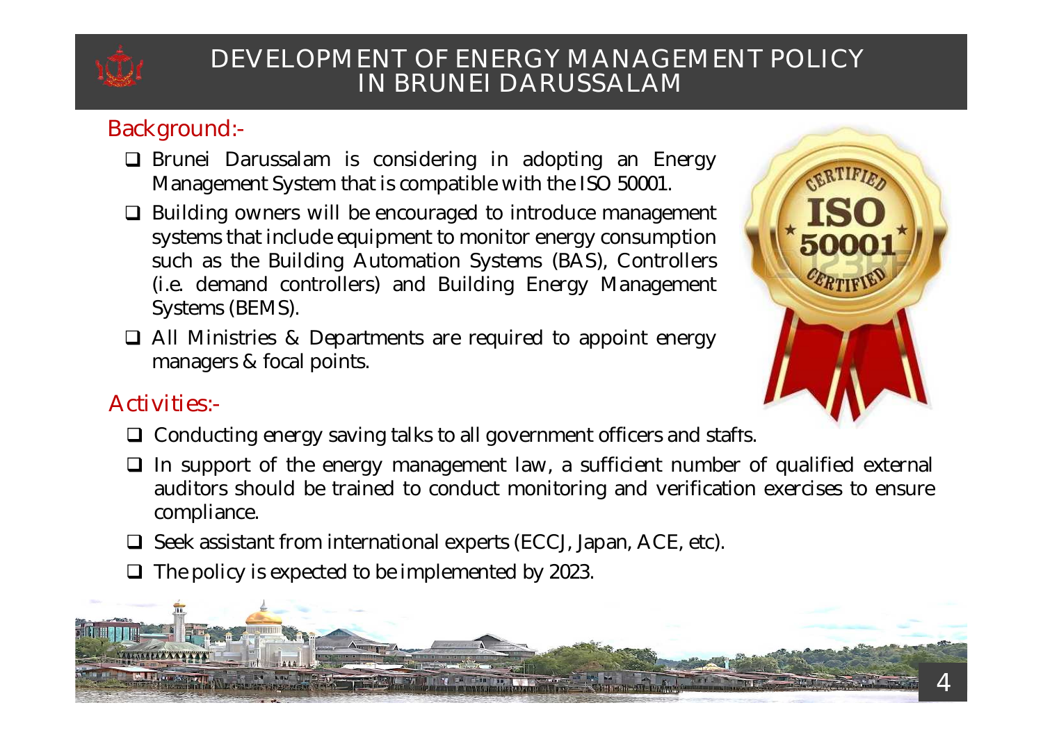# DEVELOPMENT OF ENERGY MANAGEMENT POLICY IN BRUNEI DARUSSALAM

## Background:-

- Brunei Darussalam is considering in adopting an Energy Management System that is compatible with the ISO 50001.
- Building owners will be encouraged to introduce management systems that include equipment to monitor energy consumption such as the Building Automation Systems (BAS), Controllers (i.e. demand controllers) and Building Energy Management Systems (BEMS).
- All Ministries & Departments are required to appoint energy managers & focal points.

## Activities:-

- Conducting energy saving talks to all government officers and stafts.
- In support of the energy management law, a sufficient number of qualified external auditors should be trained to conduct monitoring and verification exercises to ensure compliance.
- Seek assistant from international experts (ECCJ, Japan, ACE, etc).
- The policy is expected to be implemented by 2023.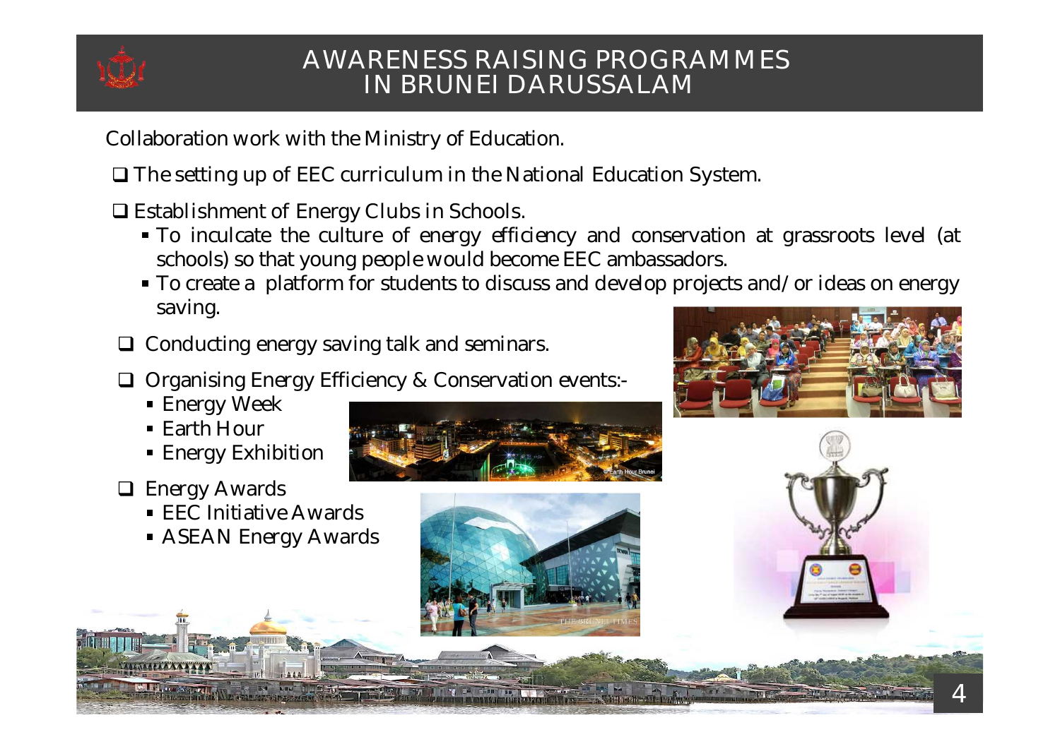# AWARENESS RAISING PROGRAMMES IN BRUNEI DARUSSALAM

Collaboration work with the Ministry of Education.

- The setting up of EEC curriculum in the National Education System.
- Establishment of Energy Clubs in Schools.
  - To inculcate the culture of energy efficiency and conservation at grassroots level (at schools) so that young people would become EEC ambassadors.
  - To create a platform for students to discuss and develop projects and/or ideas on energy saving.
- Conducting energy saving talk and seminars.
- Organising Energy Efficiency & Conservation events:-
  - Energy Week
  - Earth Hour
  - Energy Exhibition
- Energy Awards
  - EEC Initiative Awards
  - ASEAN Energy Awards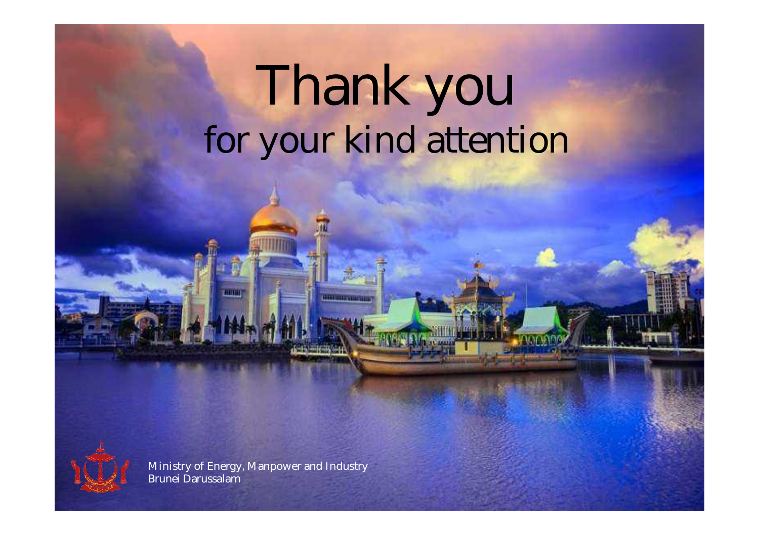# Thank you

## for your kind attention

Ministry of Energy, Manpower and Industry
Brunei Darussalam